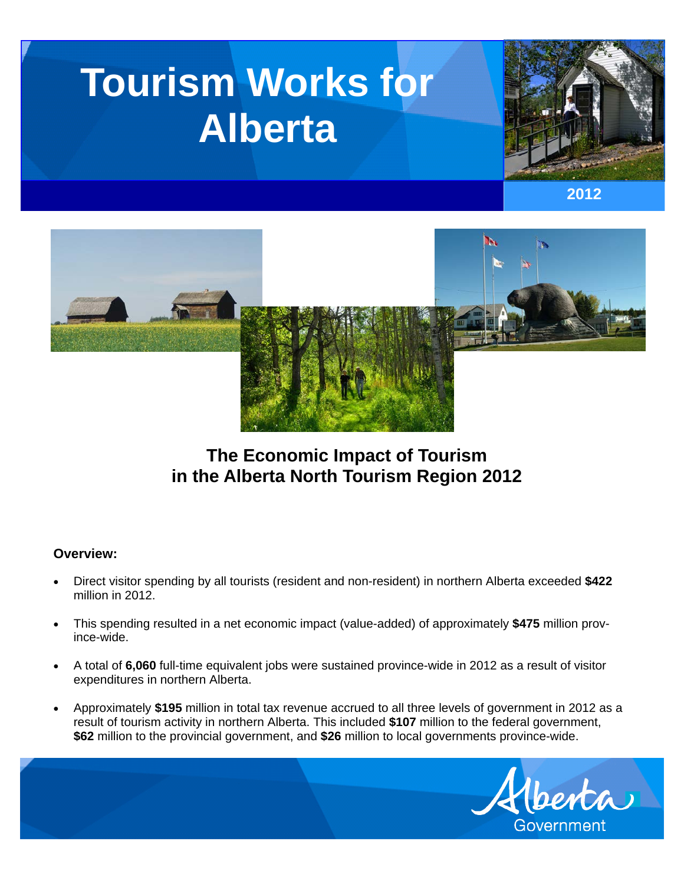# Tourism Works for Alberta

2012

## The Economic Impact of Tourism in the Alberta North Tourism Region 2012

**Overview:**

- Direct visitor spending by all tourists (resident and non-resident) in northern Alberta exceeded **$422** million in 2012.
- This spending resulted in a net economic impact (value-added) of approximately **$475** million province-wide.
- A total of **6,060** full-time equivalent jobs were sustained province-wide in 2012 as a result of visitor expenditures in northern Alberta.
- Approximately **$195** million in total tax revenue accrued to all three levels of government in 2012 as a result of tourism activity in northern Alberta. This included **$107** million to the federal government, **$62** million to the provincial government, and **$26** million to local governments province-wide.

Alberta Government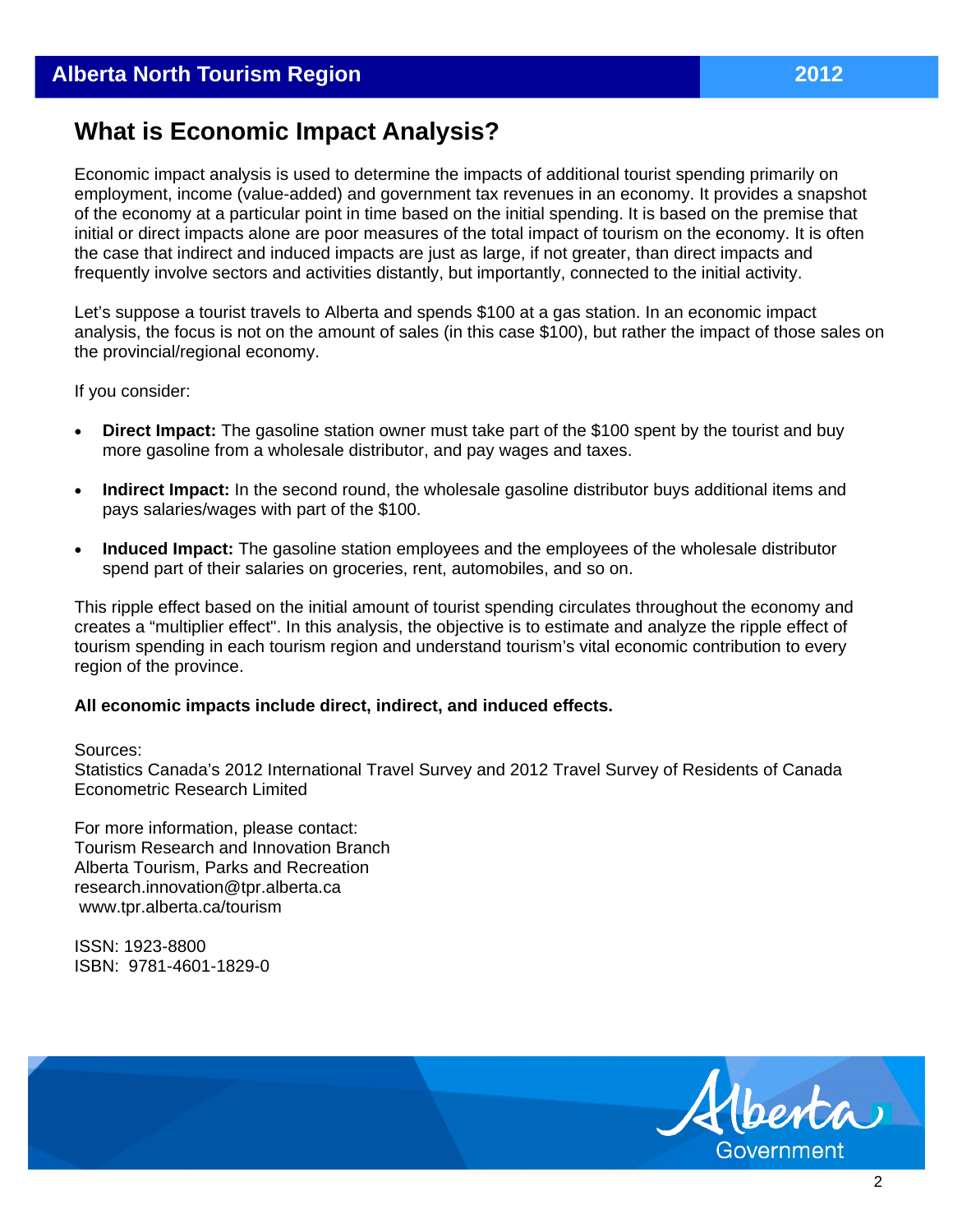# What is Economic Impact Analysis?

Economic impact analysis is used to determine the impacts of additional tourist spending primarily on employment, income (value-added) and government tax revenues in an economy. It provides a snapshot of the economy at a particular point in time based on the initial spending. It is based on the premise that initial or direct impacts alone are poor measures of the total impact of tourism on the economy. It is often the case that indirect and induced impacts are just as large, if not greater, than direct impacts and frequently involve sectors and activities distantly, but importantly, connected to the initial activity.

Let's suppose a tourist travels to Alberta and spends $100 at a gas station. In an economic impact analysis, the focus is not on the amount of sales (in this case $100), but rather the impact of those sales on the provincial/regional economy.

If you consider:

- **Direct Impact:** The gasoline station owner must take part of the $100 spent by the tourist and buy more gasoline from a wholesale distributor, and pay wages and taxes.
- **Indirect Impact:** In the second round, the wholesale gasoline distributor buys additional items and pays salaries/wages with part of the $100.
- **Induced Impact:** The gasoline station employees and the employees of the wholesale distributor spend part of their salaries on groceries, rent, automobiles, and so on.

This ripple effect based on the initial amount of tourist spending circulates throughout the economy and creates a "multiplier effect". In this analysis, the objective is to estimate and analyze the ripple effect of tourism spending in each tourism region and understand tourism's vital economic contribution to every region of the province.

**All economic impacts include direct, indirect, and induced effects.**

Sources:
Statistics Canada's 2012 International Travel Survey and 2012 Travel Survey of Residents of Canada
Econometric Research Limited

For more information, please contact:
Tourism Research and Innovation Branch
Alberta Tourism, Parks and Recreation
research.innovation@tpr.alberta.ca
www.tpr.alberta.ca/tourism

ISSN: 1923-8800
ISBN: 9781-4601-1829-0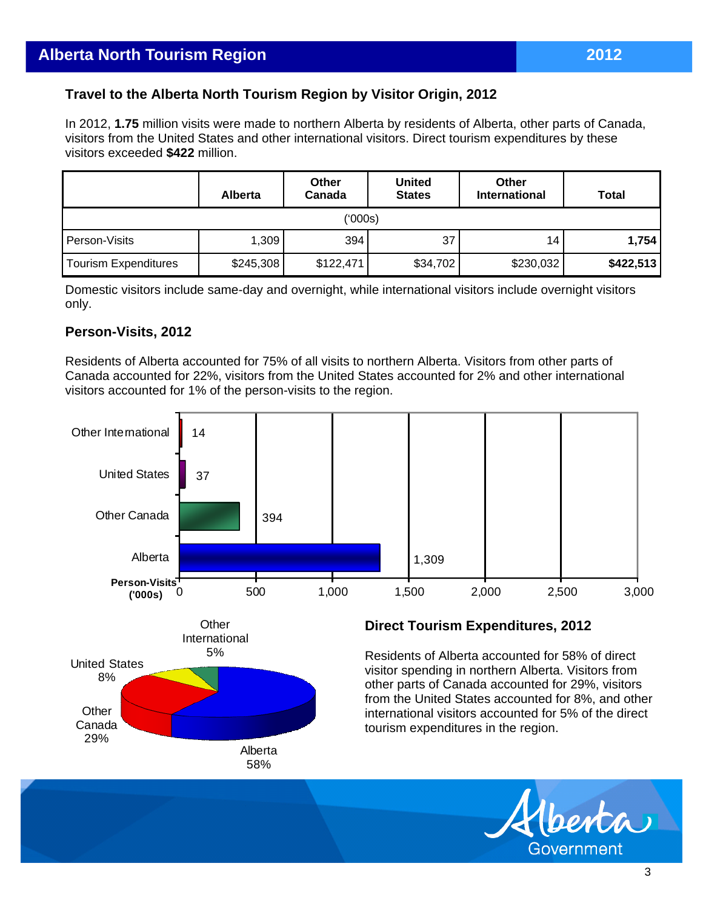## Alberta North Tourism Region — 2012

### Travel to the Alberta North Tourism Region by Visitor Origin, 2012

In 2012, **1.75** million visits were made to northern Alberta by residents of Alberta, other parts of Canada, visitors from the United States and other international visitors. Direct tourism expenditures by these visitors exceeded **$422** million.

| | Alberta | Other Canada | United States | Other International | Total |
|---|---|---|---|---|---|
| ('000s) | | | | | |
| Person-Visits | 1,309 | 394 | 37 | 14 | **1,754** |
| Tourism Expenditures | $245,308 | $122,471 | $34,702 | $230,032 | **$422,513** |

Domestic visitors include same-day and overnight, while international visitors include overnight visitors only.

### Person-Visits, 2012

Residents of Alberta accounted for 75% of all visits to northern Alberta. Visitors from other parts of Canada accounted for 22%, visitors from the United States accounted for 2% and other international visitors accounted for 1% of the person-visits to the region.

| Person-Visits ('000s) | |
|---|---|
| Other International | 14 |
| United States | 37 |
| Other Canada | 394 |
| Alberta | 1,309 |

| Direct Tourism Expenditures | |
|---|---|
| Alberta | 58% |
| Other Canada | 29% |
| United States | 8% |
| Other International | 5% |

### Direct Tourism Expenditures, 2012

Residents of Alberta accounted for 58% of direct visitor spending in northern Alberta. Visitors from other parts of Canada accounted for 29%, visitors from the United States accounted for 8%, and other international visitors accounted for 5% of the direct tourism expenditures in the region.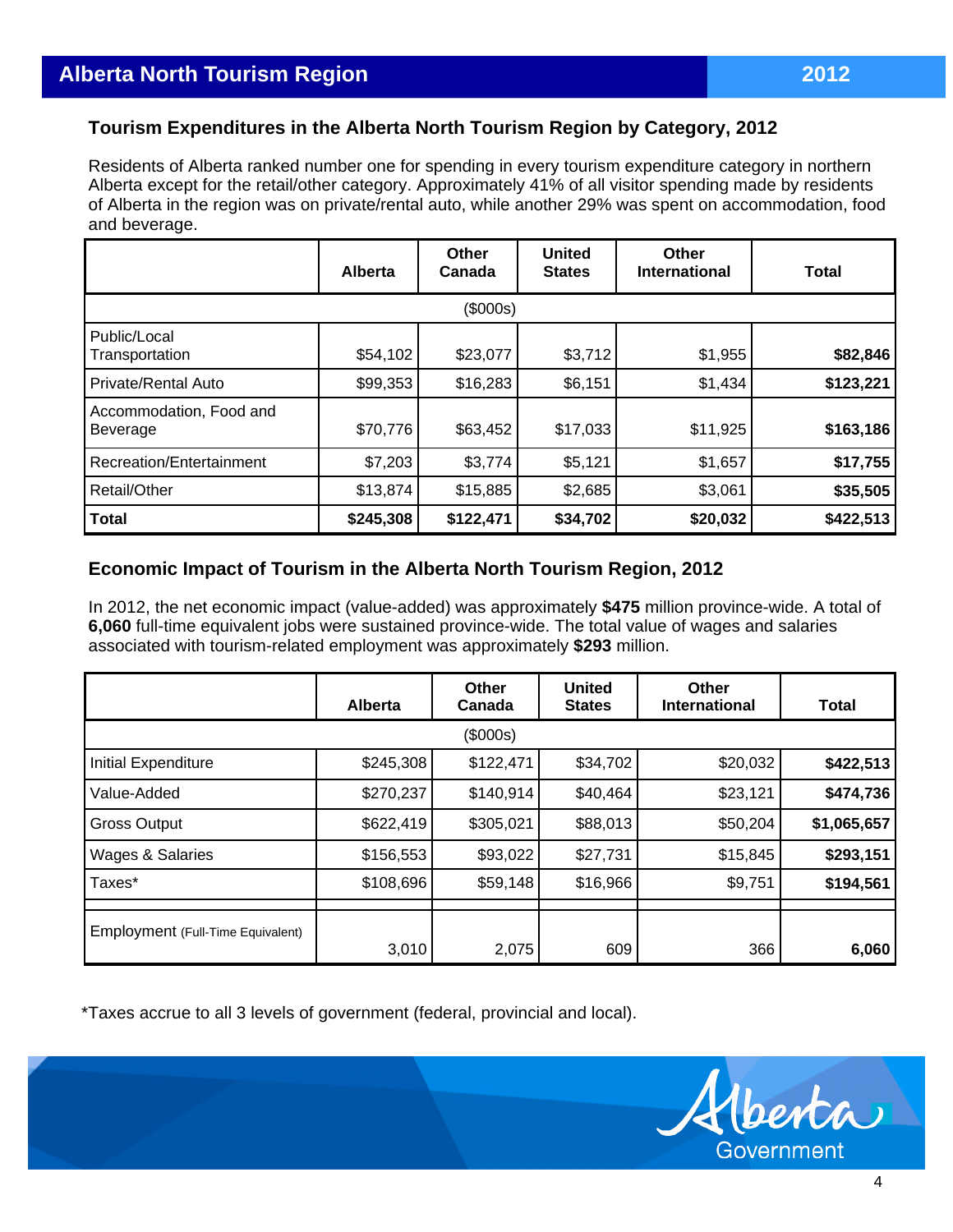# Alberta North Tourism Region 2012

## Tourism Expenditures in the Alberta North Tourism Region by Category, 2012

Residents of Alberta ranked number one for spending in every tourism expenditure category in northern Alberta except for the retail/other category. Approximately 41% of all visitor spending made by residents of Alberta in the region was on private/rental auto, while another 29% was spent on accommodation, food and beverage.

| | Alberta | Other Canada | United States | Other International | Total |
|---|---|---|---|---|---|
| ($000s) | | | | | |
| Public/Local Transportation | $54,102 | $23,077 | $3,712 | $1,955 | **$82,846** |
| Private/Rental Auto | $99,353 | $16,283 | $6,151 | $1,434 | **$123,221** |
| Accommodation, Food and Beverage | $70,776 | $63,452 | $17,033 | $11,925 | **$163,186** |
| Recreation/Entertainment | $7,203 | $3,774 | $5,121 | $1,657 | **$17,755** |
| Retail/Other | $13,874 | $15,885 | $2,685 | $3,061 | **$35,505** |
| **Total** | **$245,308** | **$122,471** | **$34,702** | **$20,032** | **$422,513** |

## Economic Impact of Tourism in the Alberta North Tourism Region, 2012

In 2012, the net economic impact (value-added) was approximately **$475** million province-wide. A total of **6,060** full-time equivalent jobs were sustained province-wide. The total value of wages and salaries associated with tourism-related employment was approximately **$293** million.

| | Alberta | Other Canada | United States | Other International | Total |
|---|---|---|---|---|---|
| ($000s) | | | | | |
| Initial Expenditure | $245,308 | $122,471 | $34,702 | $20,032 | **$422,513** |
| Value-Added | $270,237 | $140,914 | $40,464 | $23,121 | **$474,736** |
| Gross Output | $622,419 | $305,021 | $88,013 | $50,204 | **$1,065,657** |
| Wages & Salaries | $156,553 | $93,022 | $27,731 | $15,845 | **$293,151** |
| Taxes* | $108,696 | $59,148 | $16,966 | $9,751 | **$194,561** |
| Employment (Full-Time Equivalent) | 3,010 | 2,075 | 609 | 366 | **6,060** |

*Taxes accrue to all 3 levels of government (federal, provincial and local).

Alberta Government